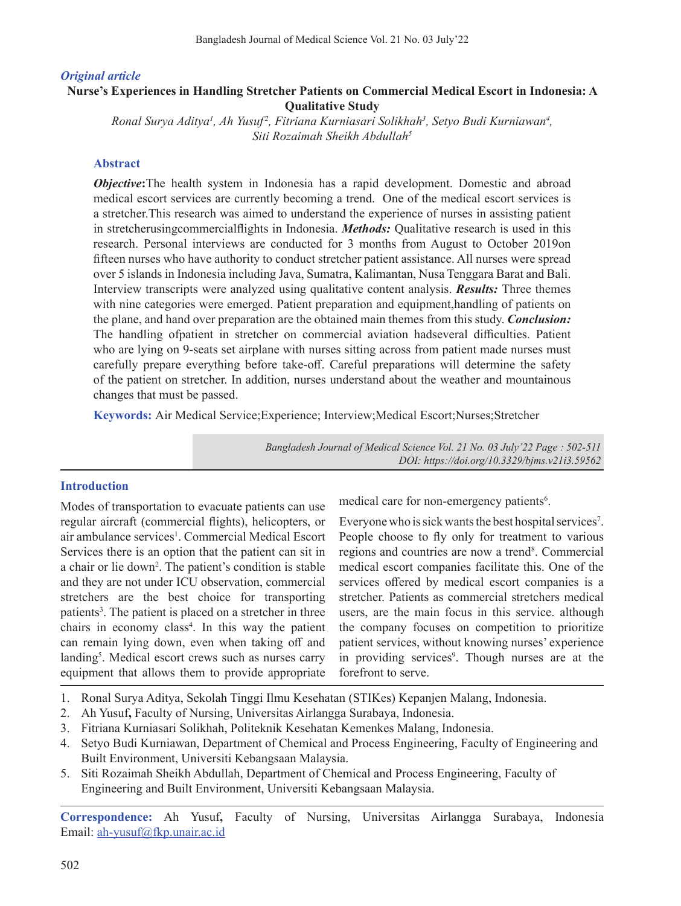*Original article*

# Nurse's Experiences in Handling Stretcher Patients on Commercial Medical Escort in Indonesia: A Qualitative Study

*Ronal Surya Aditya[1], Ah Yusuf[2], Fitriana Kurniasari Solikhah[3], Setyo Budi Kurniawan[4], Siti Rozaimah Sheikh Abdullah[5]*

## Abstract

***Objective*:**The health system in Indonesia has a rapid development. Domestic and abroad medical escort services are currently becoming a trend. One of the medical escort services is a stretcher.This research was aimed to understand the experience of nurses in assisting patient in stretcherusingcommercialflights in Indonesia. ***Methods:*** Qualitative research is used in this research. Personal interviews are conducted for 3 months from August to October 2019on fifteen nurses who have authority to conduct stretcher patient assistance. All nurses were spread over 5 islands in Indonesia including Java, Sumatra, Kalimantan, Nusa Tenggara Barat and Bali. Interview transcripts were analyzed using qualitative content analysis. ***Results:*** Three themes with nine categories were emerged. Patient preparation and equipment,handling of patients on the plane, and hand over preparation are the obtained main themes from this study. ***Conclusion:*** The handling ofpatient in stretcher on commercial aviation hadseveral difficulties. Patient who are lying on 9-seats set airplane with nurses sitting across from patient made nurses must carefully prepare everything before take-off. Careful preparations will determine the safety of the patient on stretcher. In addition, nurses understand about the weather and mountainous changes that must be passed.

**Keywords:** Air Medical Service;Experience; Interview;Medical Escort;Nurses;Stretcher

*Bangladesh Journal of Medical Science Vol. 21 No. 03 July'22 Page : 502-511*
*DOI: https://doi.org/10.3329/bjms.v21i3.59562*

## Introduction

Modes of transportation to evacuate patients can use regular aircraft (commercial flights), helicopters, or air ambulance services[1]. Commercial Medical Escort Services there is an option that the patient can sit in a chair or lie down[2]. The patient's condition is stable and they are not under ICU observation, commercial stretchers are the best choice for transporting patients[3]. The patient is placed on a stretcher in three chairs in economy class[4]. In this way the patient can remain lying down, even when taking off and landing[5]. Medical escort crews such as nurses carry equipment that allows them to provide appropriate medical care for non-emergency patients[6].

Everyone who is sick wants the best hospital services[7]. People choose to fly only for treatment to various regions and countries are now a trend[8]. Commercial medical escort companies facilitate this. One of the services offered by medical escort companies is a stretcher. Patients as commercial stretchers medical users, are the main focus in this service. although the company focuses on competition to prioritize patient services, without knowing nurses' experience in providing services[9]. Though nurses are at the forefront to serve.

1. Ronal Surya Aditya, Sekolah Tinggi Ilmu Kesehatan (STIKes) Kepanjen Malang, Indonesia.
2. Ah Yusuf**,** Faculty of Nursing, Universitas Airlangga Surabaya, Indonesia.
3. Fitriana Kurniasari Solikhah, Politeknik Kesehatan Kemenkes Malang, Indonesia.
4. Setyo Budi Kurniawan, Department of Chemical and Process Engineering, Faculty of Engineering and Built Environment, Universiti Kebangsaan Malaysia.
5. Siti Rozaimah Sheikh Abdullah, Department of Chemical and Process Engineering, Faculty of Engineering and Built Environment, Universiti Kebangsaan Malaysia.

**Correspondence:** Ah Yusuf**,** Faculty of Nursing, Universitas Airlangga Surabaya, Indonesia Email: ah-yusuf@fkp.unair.ac.id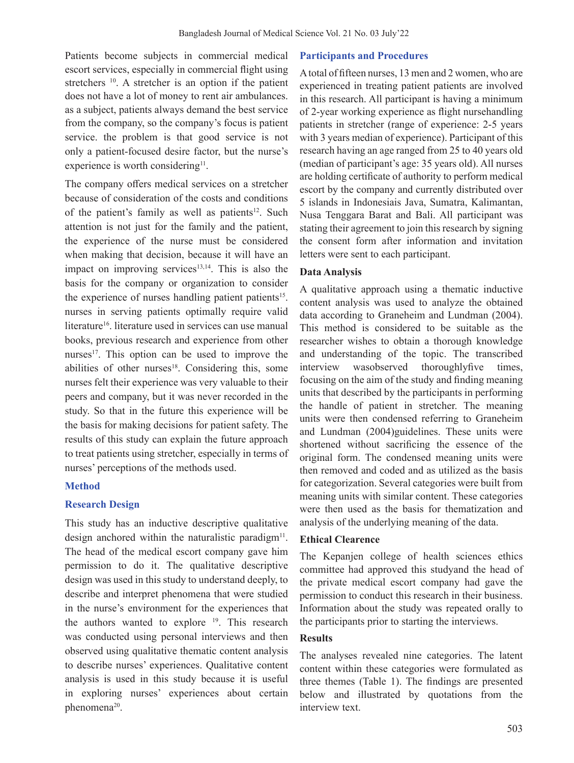Patients become subjects in commercial medical escort services, especially in commercial flight using stretchers [10]. A stretcher is an option if the patient does not have a lot of money to rent air ambulances. as a subject, patients always demand the best service from the company, so the company's focus is patient service. the problem is that good service is not only a patient-focused desire factor, but the nurse's experience is worth considering[11].

The company offers medical services on a stretcher because of consideration of the costs and conditions of the patient's family as well as patients[12]. Such attention is not just for the family and the patient, the experience of the nurse must be considered when making that decision, because it will have an impact on improving services[13,14]. This is also the basis for the company or organization to consider the experience of nurses handling patient patients[15]. nurses in serving patients optimally require valid literature[16]. literature used in services can use manual books, previous research and experience from other nurses[17]. This option can be used to improve the abilities of other nurses[18]. Considering this, some nurses felt their experience was very valuable to their peers and company, but it was never recorded in the study. So that in the future this experience will be the basis for making decisions for patient safety. The results of this study can explain the future approach to treat patients using stretcher, especially in terms of nurses' perceptions of the methods used.

## Method

### Research Design

This study has an inductive descriptive qualitative design anchored within the naturalistic paradigm[11]. The head of the medical escort company gave him permission to do it. The qualitative descriptive design was used in this study to understand deeply, to describe and interpret phenomena that were studied in the nurse's environment for the experiences that the authors wanted to explore [19]. This research was conducted using personal interviews and then observed using qualitative thematic content analysis to describe nurses' experiences. Qualitative content analysis is used in this study because it is useful in exploring nurses' experiences about certain phenomena[20].

### Participants and Procedures

A total of fifteen nurses, 13 men and 2 women, who are experienced in treating patient patients are involved in this research. All participant is having a minimum of 2-year working experience as flight nursehandling patients in stretcher (range of experience: 2-5 years with 3 years median of experience). Participant of this research having an age ranged from 25 to 40 years old (median of participant's age: 35 years old). All nurses are holding certificate of authority to perform medical escort by the company and currently distributed over 5 islands in Indonesiais Java, Sumatra, Kalimantan, Nusa Tenggara Barat and Bali. All participant was stating their agreement to join this research by signing the consent form after information and invitation letters were sent to each participant.

### Data Analysis

A qualitative approach using a thematic inductive content analysis was used to analyze the obtained data according to Graneheim and Lundman (2004). This method is considered to be suitable as the researcher wishes to obtain a thorough knowledge and understanding of the topic. The transcribed interview wasobserved thoroughlyfive times, focusing on the aim of the study and finding meaning units that described by the participants in performing the handle of patient in stretcher. The meaning units were then condensed referring to Graneheim and Lundman (2004)guidelines. These units were shortened without sacrificing the essence of the original form. The condensed meaning units were then removed and coded and as utilized as the basis for categorization. Several categories were built from meaning units with similar content. These categories were then used as the basis for thematization and analysis of the underlying meaning of the data.

### Ethical Clearence

The Kepanjen college of health sciences ethics committee had approved this studyand the head of the private medical escort company had gave the permission to conduct this research in their business. Information about the study was repeated orally to the participants prior to starting the interviews.

### Results

The analyses revealed nine categories. The latent content within these categories were formulated as three themes (Table 1). The findings are presented below and illustrated by quotations from the interview text.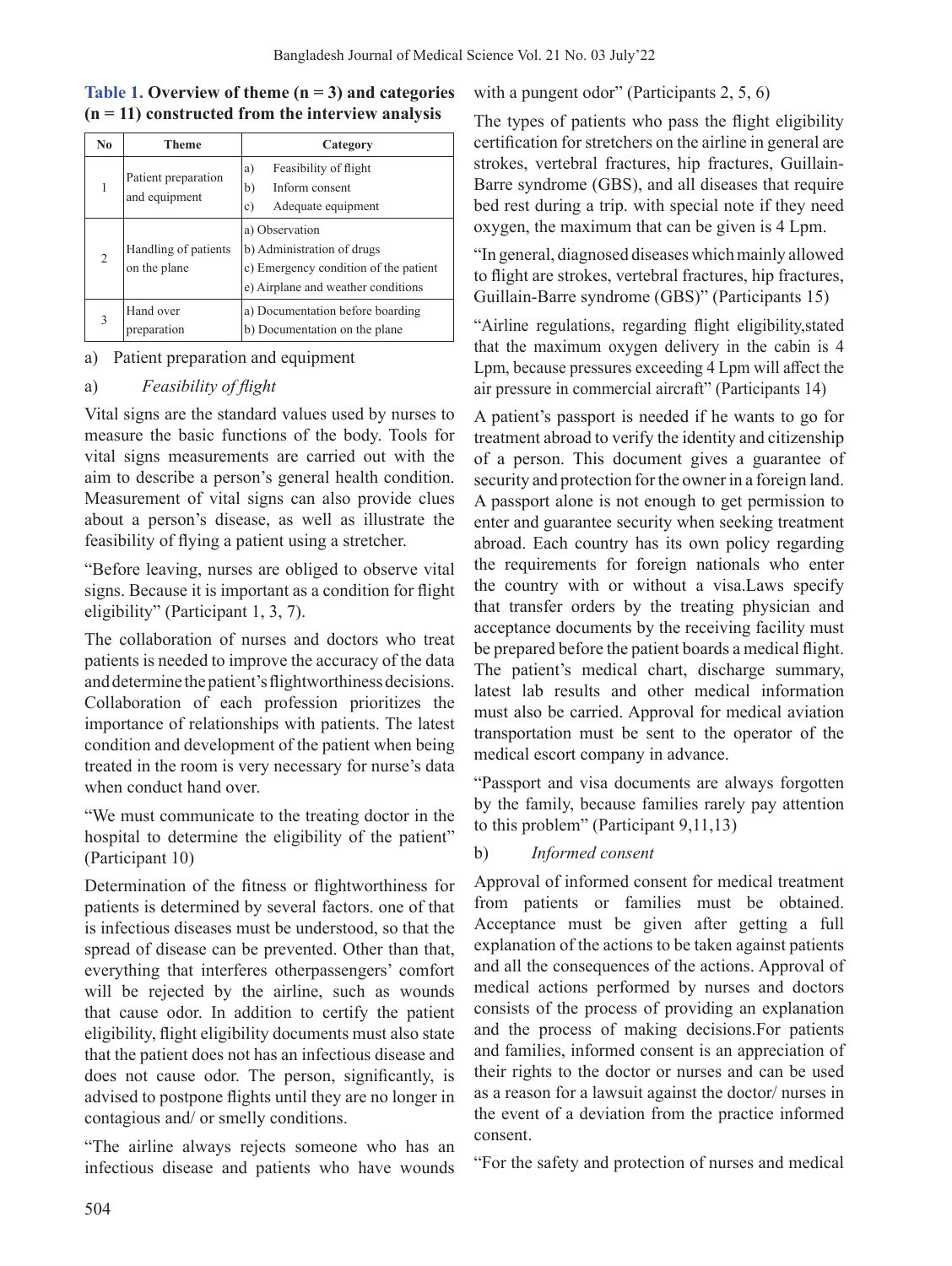**Table 1. Overview of theme (n = 3) and categories (n = 11) constructed from the interview analysis**

| No | Theme | Category |
|---|---|---|
| 1 | Patient preparation and equipment | a) Feasibility of flight<br>b) Inform consent<br>c) Adequate equipment |
| 2 | Handling of patients on the plane | a) Observation<br>b) Administration of drugs<br>c) Emergency condition of the patient<br>e) Airplane and weather conditions |
| 3 | Hand over preparation | a) Documentation before boarding<br>b) Documentation on the plane |

a) Patient preparation and equipment

a) *Feasibility of flight*

Vital signs are the standard values used by nurses to measure the basic functions of the body. Tools for vital signs measurements are carried out with the aim to describe a person's general health condition. Measurement of vital signs can also provide clues about a person's disease, as well as illustrate the feasibility of flying a patient using a stretcher.

"Before leaving, nurses are obliged to observe vital signs. Because it is important as a condition for flight eligibility" (Participant 1, 3, 7).

The collaboration of nurses and doctors who treat patients is needed to improve the accuracy of the data and determine the patient's flightworthiness decisions. Collaboration of each profession prioritizes the importance of relationships with patients. The latest condition and development of the patient when being treated in the room is very necessary for nurse's data when conduct hand over.

"We must communicate to the treating doctor in the hospital to determine the eligibility of the patient" (Participant 10)

Determination of the fitness or flightworthiness for patients is determined by several factors. one of that is infectious diseases must be understood, so that the spread of disease can be prevented. Other than that, everything that interferes otherpassengers' comfort will be rejected by the airline, such as wounds that cause odor. In addition to certify the patient eligibility, flight eligibility documents must also state that the patient does not has an infectious disease and does not cause odor. The person, significantly, is advised to postpone flights until they are no longer in contagious and/ or smelly conditions.

"The airline always rejects someone who has an infectious disease and patients who have wounds with a pungent odor" (Participants 2, 5, 6)

The types of patients who pass the flight eligibility certification for stretchers on the airline in general are strokes, vertebral fractures, hip fractures, Guillain-Barre syndrome (GBS), and all diseases that require bed rest during a trip. with special note if they need oxygen, the maximum that can be given is 4 Lpm.

"In general, diagnosed diseases which mainly allowed to flight are strokes, vertebral fractures, hip fractures, Guillain-Barre syndrome (GBS)" (Participants 15)

"Airline regulations, regarding flight eligibility,stated that the maximum oxygen delivery in the cabin is 4 Lpm, because pressures exceeding 4 Lpm will affect the air pressure in commercial aircraft" (Participants 14)

A patient's passport is needed if he wants to go for treatment abroad to verify the identity and citizenship of a person. This document gives a guarantee of security and protection for the owner in a foreign land. A passport alone is not enough to get permission to enter and guarantee security when seeking treatment abroad. Each country has its own policy regarding the requirements for foreign nationals who enter the country with or without a visa.Laws specify that transfer orders by the treating physician and acceptance documents by the receiving facility must be prepared before the patient boards a medical flight. The patient's medical chart, discharge summary, latest lab results and other medical information must also be carried. Approval for medical aviation transportation must be sent to the operator of the medical escort company in advance.

"Passport and visa documents are always forgotten by the family, because families rarely pay attention to this problem" (Participant 9,11,13)

b) *Informed consent*

Approval of informed consent for medical treatment from patients or families must be obtained. Acceptance must be given after getting a full explanation of the actions to be taken against patients and all the consequences of the actions. Approval of medical actions performed by nurses and doctors consists of the process of providing an explanation and the process of making decisions.For patients and families, informed consent is an appreciation of their rights to the doctor or nurses and can be used as a reason for a lawsuit against the doctor/ nurses in the event of a deviation from the practice informed consent.

"For the safety and protection of nurses and medical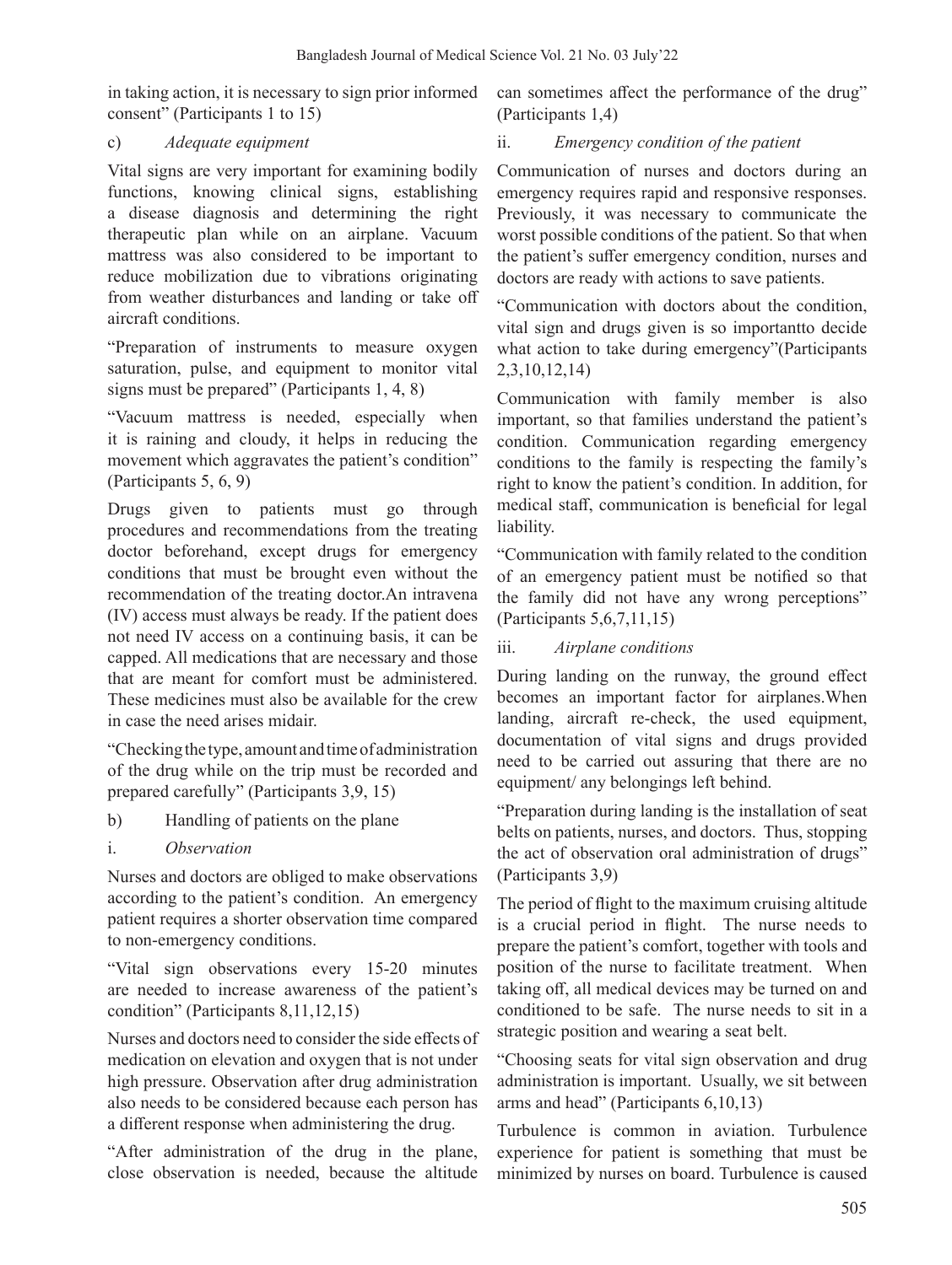in taking action, it is necessary to sign prior informed consent" (Participants 1 to 15)

c) *Adequate equipment*

Vital signs are very important for examining bodily functions, knowing clinical signs, establishing a disease diagnosis and determining the right therapeutic plan while on an airplane. Vacuum mattress was also considered to be important to reduce mobilization due to vibrations originating from weather disturbances and landing or take off aircraft conditions.

"Preparation of instruments to measure oxygen saturation, pulse, and equipment to monitor vital signs must be prepared" (Participants 1, 4, 8)

"Vacuum mattress is needed, especially when it is raining and cloudy, it helps in reducing the movement which aggravates the patient's condition" (Participants 5, 6, 9)

Drugs given to patients must go through procedures and recommendations from the treating doctor beforehand, except drugs for emergency conditions that must be brought even without the recommendation of the treating doctor.An intravena (IV) access must always be ready. If the patient does not need IV access on a continuing basis, it can be capped. All medications that are necessary and those that are meant for comfort must be administered. These medicines must also be available for the crew in case the need arises midair.

"Checking the type, amount and time of administration of the drug while on the trip must be recorded and prepared carefully" (Participants 3,9, 15)

b) Handling of patients on the plane

i. *Observation*

Nurses and doctors are obliged to make observations according to the patient's condition. An emergency patient requires a shorter observation time compared to non-emergency conditions.

"Vital sign observations every 15-20 minutes are needed to increase awareness of the patient's condition" (Participants 8,11,12,15)

Nurses and doctors need to consider the side effects of medication on elevation and oxygen that is not under high pressure. Observation after drug administration also needs to be considered because each person has a different response when administering the drug.

"After administration of the drug in the plane, close observation is needed, because the altitude can sometimes affect the performance of the drug" (Participants 1,4)

ii. *Emergency condition of the patient*

Communication of nurses and doctors during an emergency requires rapid and responsive responses. Previously, it was necessary to communicate the worst possible conditions of the patient. So that when the patient's suffer emergency condition, nurses and doctors are ready with actions to save patients.

"Communication with doctors about the condition, vital sign and drugs given is so importantto decide what action to take during emergency"(Participants 2,3,10,12,14)

Communication with family member is also important, so that families understand the patient's condition. Communication regarding emergency conditions to the family is respecting the family's right to know the patient's condition. In addition, for medical staff, communication is beneficial for legal liability.

"Communication with family related to the condition of an emergency patient must be notified so that the family did not have any wrong perceptions" (Participants 5,6,7,11,15)

iii. *Airplane conditions*

During landing on the runway, the ground effect becomes an important factor for airplanes.When landing, aircraft re-check, the used equipment, documentation of vital signs and drugs provided need to be carried out assuring that there are no equipment/ any belongings left behind.

"Preparation during landing is the installation of seat belts on patients, nurses, and doctors. Thus, stopping the act of observation oral administration of drugs" (Participants 3,9)

The period of flight to the maximum cruising altitude is a crucial period in flight. The nurse needs to prepare the patient's comfort, together with tools and position of the nurse to facilitate treatment. When taking off, all medical devices may be turned on and conditioned to be safe. The nurse needs to sit in a strategic position and wearing a seat belt.

"Choosing seats for vital sign observation and drug administration is important. Usually, we sit between arms and head" (Participants 6,10,13)

Turbulence is common in aviation. Turbulence experience for patient is something that must be minimized by nurses on board. Turbulence is caused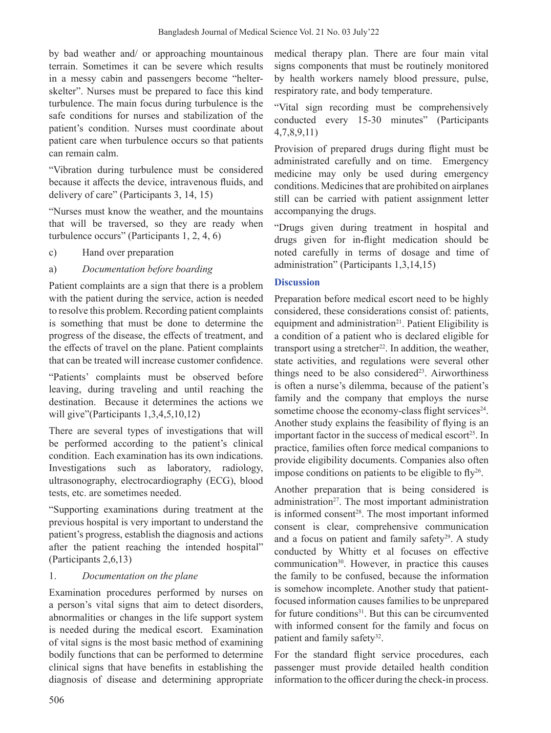by bad weather and/ or approaching mountainous terrain. Sometimes it can be severe which results in a messy cabin and passengers become "helter-skelter". Nurses must be prepared to face this kind turbulence. The main focus during turbulence is the safe conditions for nurses and stabilization of the patient's condition. Nurses must coordinate about patient care when turbulence occurs so that patients can remain calm.

"Vibration during turbulence must be considered because it affects the device, intravenous fluids, and delivery of care" (Participants 3, 14, 15)

"Nurses must know the weather, and the mountains that will be traversed, so they are ready when turbulence occurs" (Participants 1, 2, 4, 6)

c) Hand over preparation

a) *Documentation before boarding*

Patient complaints are a sign that there is a problem with the patient during the service, action is needed to resolve this problem. Recording patient complaints is something that must be done to determine the progress of the disease, the effects of treatment, and the effects of travel on the plane. Patient complaints that can be treated will increase customer confidence.

"Patients' complaints must be observed before leaving, during traveling and until reaching the destination. Because it determines the actions we will give"(Participants 1,3,4,5,10,12)

There are several types of investigations that will be performed according to the patient's clinical condition. Each examination has its own indications. Investigations such as laboratory, radiology, ultrasonography, electrocardiography (ECG), blood tests, etc. are sometimes needed.

"Supporting examinations during treatment at the previous hospital is very important to understand the patient's progress, establish the diagnosis and actions after the patient reaching the intended hospital" (Participants 2,6,13)

1. *Documentation on the plane*

Examination procedures performed by nurses on a person's vital signs that aim to detect disorders, abnormalities or changes in the life support system is needed during the medical escort. Examination of vital signs is the most basic method of examining bodily functions that can be performed to determine clinical signs that have benefits in establishing the diagnosis of disease and determining appropriate medical therapy plan. There are four main vital signs components that must be routinely monitored by health workers namely blood pressure, pulse, respiratory rate, and body temperature.

"Vital sign recording must be comprehensively conducted every 15-30 minutes" (Participants 4,7,8,9,11)

Provision of prepared drugs during flight must be administrated carefully and on time. Emergency medicine may only be used during emergency conditions. Medicines that are prohibited on airplanes still can be carried with patient assignment letter accompanying the drugs.

"Drugs given during treatment in hospital and drugs given for in-flight medication should be noted carefully in terms of dosage and time of administration" (Participants 1,3,14,15)

## Discussion

Preparation before medical escort need to be highly considered, these considerations consist of: patients, equipment and administration[21]. Patient Eligibility is a condition of a patient who is declared eligible for transport using a stretcher[22]. In addition, the weather, state activities, and regulations were several other things need to be also considered[23]. Airworthiness is often a nurse's dilemma, because of the patient's family and the company that employs the nurse sometime choose the economy-class flight services[24]. Another study explains the feasibility of flying is an important factor in the success of medical escort[25]. In practice, families often force medical companions to provide eligibility documents. Companies also often impose conditions on patients to be eligible to fly[26].

Another preparation that is being considered is administration[27]. The most important administration is informed consent[28]. The most important informed consent is clear, comprehensive communication and a focus on patient and family safety[29]. A study conducted by Whitty et al focuses on effective communication[30]. However, in practice this causes the family to be confused, because the information is somehow incomplete. Another study that patient-focused information causes families to be unprepared for future conditions[31]. But this can be circumvented with informed consent for the family and focus on patient and family safety[32].

For the standard flight service procedures, each passenger must provide detailed health condition information to the officer during the check-in process.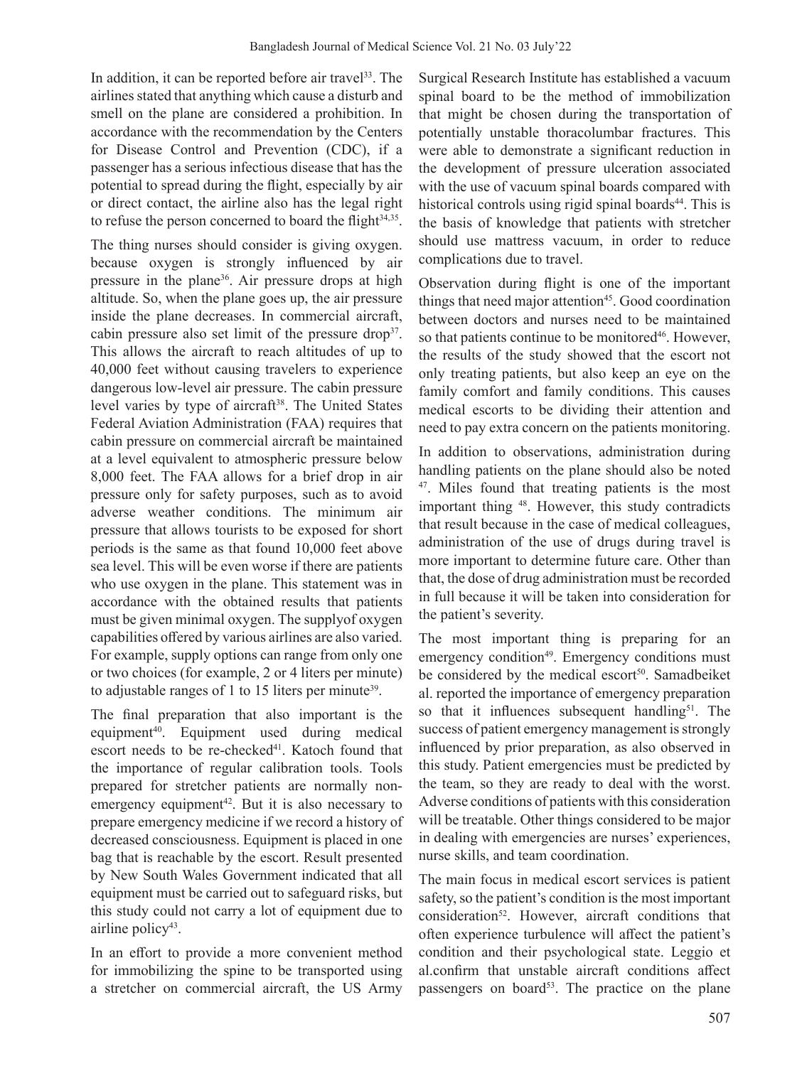In addition, it can be reported before air travel[33]. The airlines stated that anything which cause a disturb and smell on the plane are considered a prohibition. In accordance with the recommendation by the Centers for Disease Control and Prevention (CDC), if a passenger has a serious infectious disease that has the potential to spread during the flight, especially by air or direct contact, the airline also has the legal right to refuse the person concerned to board the flight[34,35].

The thing nurses should consider is giving oxygen. because oxygen is strongly influenced by air pressure in the plane[36]. Air pressure drops at high altitude. So, when the plane goes up, the air pressure inside the plane decreases. In commercial aircraft, cabin pressure also set limit of the pressure drop[37]. This allows the aircraft to reach altitudes of up to 40,000 feet without causing travelers to experience dangerous low-level air pressure. The cabin pressure level varies by type of aircraft[38]. The United States Federal Aviation Administration (FAA) requires that cabin pressure on commercial aircraft be maintained at a level equivalent to atmospheric pressure below 8,000 feet. The FAA allows for a brief drop in air pressure only for safety purposes, such as to avoid adverse weather conditions. The minimum air pressure that allows tourists to be exposed for short periods is the same as that found 10,000 feet above sea level. This will be even worse if there are patients who use oxygen in the plane. This statement was in accordance with the obtained results that patients must be given minimal oxygen. The supplyof oxygen capabilities offered by various airlines are also varied. For example, supply options can range from only one or two choices (for example, 2 or 4 liters per minute) to adjustable ranges of 1 to 15 liters per minute[39].

The final preparation that also important is the equipment[40]. Equipment used during medical escort needs to be re-checked[41]. Katoch found that the importance of regular calibration tools. Tools prepared for stretcher patients are normally non-emergency equipment[42]. But it is also necessary to prepare emergency medicine if we record a history of decreased consciousness. Equipment is placed in one bag that is reachable by the escort. Result presented by New South Wales Government indicated that all equipment must be carried out to safeguard risks, but this study could not carry a lot of equipment due to airline policy[43].

In an effort to provide a more convenient method for immobilizing the spine to be transported using a stretcher on commercial aircraft, the US Army Surgical Research Institute has established a vacuum spinal board to be the method of immobilization that might be chosen during the transportation of potentially unstable thoracolumbar fractures. This were able to demonstrate a significant reduction in the development of pressure ulceration associated with the use of vacuum spinal boards compared with historical controls using rigid spinal boards[44]. This is the basis of knowledge that patients with stretcher should use mattress vacuum, in order to reduce complications due to travel.

Observation during flight is one of the important things that need major attention[45]. Good coordination between doctors and nurses need to be maintained so that patients continue to be monitored[46]. However, the results of the study showed that the escort not only treating patients, but also keep an eye on the family comfort and family conditions. This causes medical escorts to be dividing their attention and need to pay extra concern on the patients monitoring.

In addition to observations, administration during handling patients on the plane should also be noted [47]. Miles found that treating patients is the most important thing [48]. However, this study contradicts that result because in the case of medical colleagues, administration of the use of drugs during travel is more important to determine future care. Other than that, the dose of drug administration must be recorded in full because it will be taken into consideration for the patient's severity.

The most important thing is preparing for an emergency condition[49]. Emergency conditions must be considered by the medical escort[50]. Samadbeiket al. reported the importance of emergency preparation so that it influences subsequent handling[51]. The success of patient emergency management is strongly influenced by prior preparation, as also observed in this study. Patient emergencies must be predicted by the team, so they are ready to deal with the worst. Adverse conditions of patients with this consideration will be treatable. Other things considered to be major in dealing with emergencies are nurses' experiences, nurse skills, and team coordination.

The main focus in medical escort services is patient safety, so the patient's condition is the most important consideration[52]. However, aircraft conditions that often experience turbulence will affect the patient's condition and their psychological state. Leggio et al.confirm that unstable aircraft conditions affect passengers on board[53]. The practice on the plane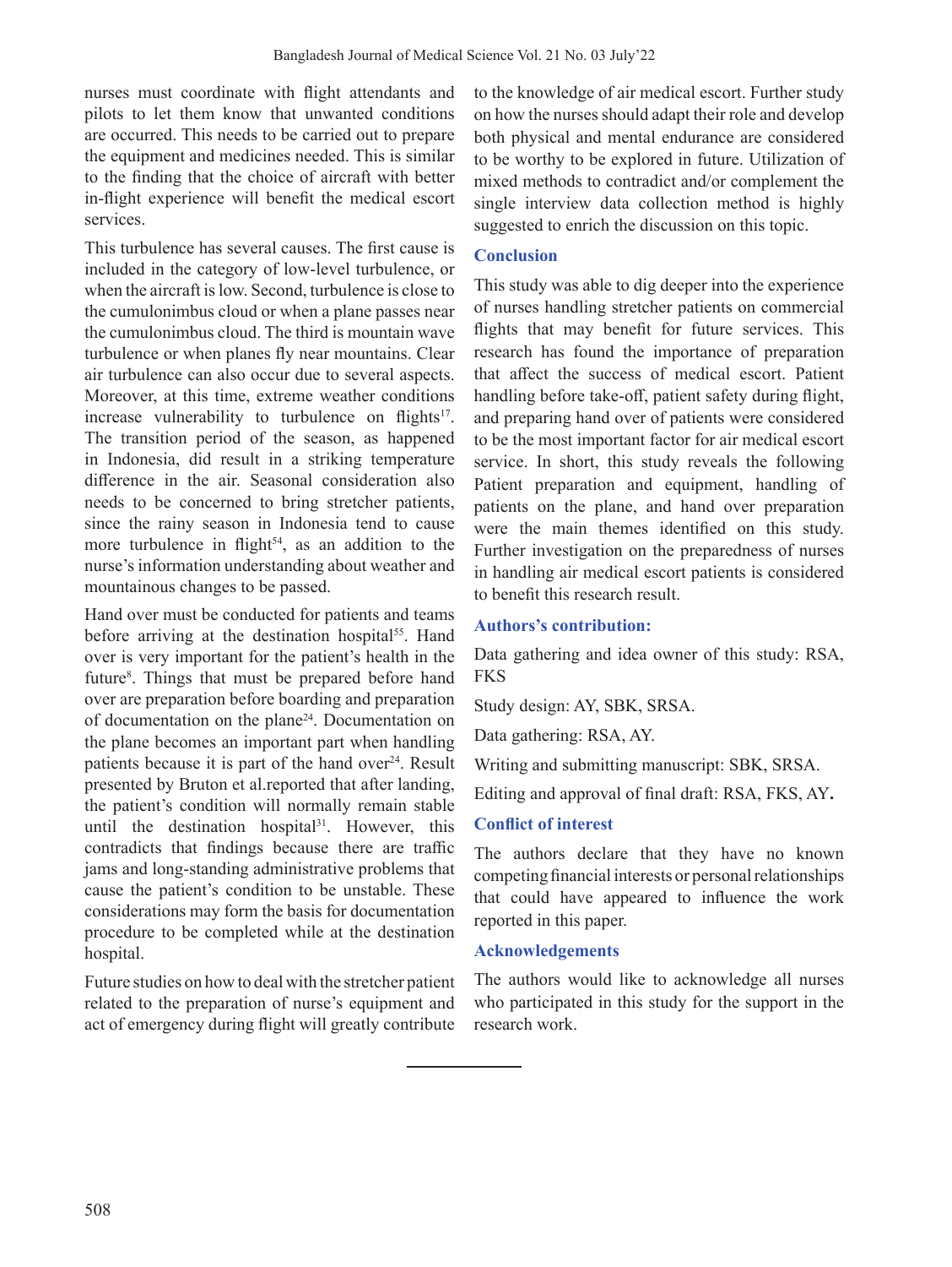nurses must coordinate with flight attendants and pilots to let them know that unwanted conditions are occurred. This needs to be carried out to prepare the equipment and medicines needed. This is similar to the finding that the choice of aircraft with better in-flight experience will benefit the medical escort services.

This turbulence has several causes. The first cause is included in the category of low-level turbulence, or when the aircraft is low. Second, turbulence is close to the cumulonimbus cloud or when a plane passes near the cumulonimbus cloud. The third is mountain wave turbulence or when planes fly near mountains. Clear air turbulence can also occur due to several aspects. Moreover, at this time, extreme weather conditions increase vulnerability to turbulence on flights[17]. The transition period of the season, as happened in Indonesia, did result in a striking temperature difference in the air. Seasonal consideration also needs to be concerned to bring stretcher patients, since the rainy season in Indonesia tend to cause more turbulence in flight[54], as an addition to the nurse's information understanding about weather and mountainous changes to be passed.

Hand over must be conducted for patients and teams before arriving at the destination hospital[55]. Hand over is very important for the patient's health in the future[8]. Things that must be prepared before hand over are preparation before boarding and preparation of documentation on the plane[24]. Documentation on the plane becomes an important part when handling patients because it is part of the hand over[24]. Result presented by Bruton et al.reported that after landing, the patient's condition will normally remain stable until the destination hospital[31]. However, this contradicts that findings because there are traffic jams and long-standing administrative problems that cause the patient's condition to be unstable. These considerations may form the basis for documentation procedure to be completed while at the destination hospital.

Future studies on how to deal with the stretcher patient related to the preparation of nurse's equipment and act of emergency during flight will greatly contribute to the knowledge of air medical escort. Further study on how the nurses should adapt their role and develop both physical and mental endurance are considered to be worthy to be explored in future. Utilization of mixed methods to contradict and/or complement the single interview data collection method is highly suggested to enrich the discussion on this topic.

## Conclusion

This study was able to dig deeper into the experience of nurses handling stretcher patients on commercial flights that may benefit for future services. This research has found the importance of preparation that affect the success of medical escort. Patient handling before take-off, patient safety during flight, and preparing hand over of patients were considered to be the most important factor for air medical escort service. In short, this study reveals the following Patient preparation and equipment, handling of patients on the plane, and hand over preparation were the main themes identified on this study. Further investigation on the preparedness of nurses in handling air medical escort patients is considered to benefit this research result.

## Authors's contribution:

Data gathering and idea owner of this study: RSA, FKS

Study design: AY, SBK, SRSA.

Data gathering: RSA, AY.

Writing and submitting manuscript: SBK, SRSA.

Editing and approval of final draft: RSA, FKS, AY.

## Conflict of interest

The authors declare that they have no known competing financial interests or personal relationships that could have appeared to influence the work reported in this paper.

## Acknowledgements

The authors would like to acknowledge all nurses who participated in this study for the support in the research work.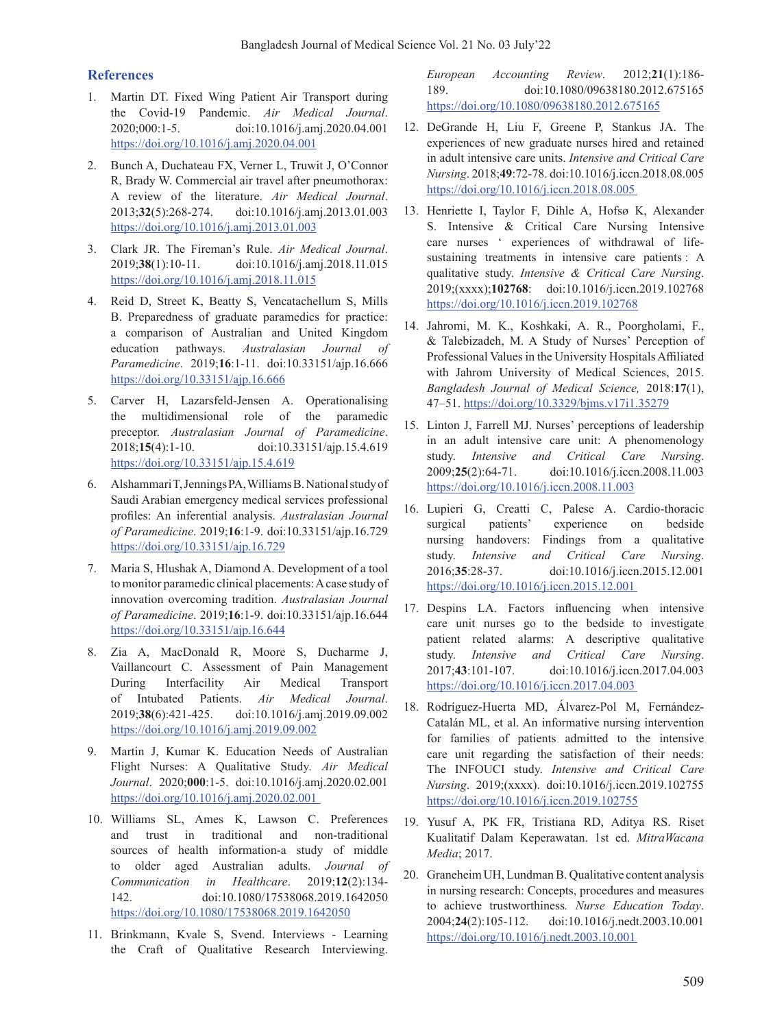## References

1. Martin DT. Fixed Wing Patient Air Transport during the Covid-19 Pandemic. *Air Medical Journal*. 2020;000:1-5. doi:10.1016/j.amj.2020.04.001 https://doi.org/10.1016/j.amj.2020.04.001
2. Bunch A, Duchateau FX, Verner L, Truwit J, O'Connor R, Brady W. Commercial air travel after pneumothorax: A review of the literature. *Air Medical Journal*. 2013;**32**(5):268-274. doi:10.1016/j.amj.2013.01.003 https://doi.org/10.1016/j.amj.2013.01.003
3. Clark JR. The Fireman's Rule. *Air Medical Journal*. 2019;**38**(1):10-11. doi:10.1016/j.amj.2018.11.015 https://doi.org/10.1016/j.amj.2018.11.015
4. Reid D, Street K, Beatty S, Vencatachellum S, Mills B. Preparedness of graduate paramedics for practice: a comparison of Australian and United Kingdom education pathways. *Australasian Journal of Paramedicine*. 2019;**16**:1-11. doi:10.33151/ajp.16.666 https://doi.org/10.33151/ajp.16.666
5. Carver H, Lazarsfeld-Jensen A. Operationalising the multidimensional role of the paramedic preceptor. *Australasian Journal of Paramedicine*. 2018;**15**(4):1-10. doi:10.33151/ajp.15.4.619 https://doi.org/10.33151/ajp.15.4.619
6. Alshammari T, Jennings PA, Williams B. National study of Saudi Arabian emergency medical services professional profiles: An inferential analysis. *Australasian Journal of Paramedicine*. 2019;**16**:1-9. doi:10.33151/ajp.16.729 https://doi.org/10.33151/ajp.16.729
7. Maria S, Hlushak A, Diamond A. Development of a tool to monitor paramedic clinical placements: A case study of innovation overcoming tradition. *Australasian Journal of Paramedicine*. 2019;**16**:1-9. doi:10.33151/ajp.16.644 https://doi.org/10.33151/ajp.16.644
8. Zia A, MacDonald R, Moore S, Ducharme J, Vaillancourt C. Assessment of Pain Management During Interfacility Air Medical Transport of Intubated Patients. *Air Medical Journal*. 2019;**38**(6):421-425. doi:10.1016/j.amj.2019.09.002 https://doi.org/10.1016/j.amj.2019.09.002
9. Martin J, Kumar K. Education Needs of Australian Flight Nurses: A Qualitative Study. *Air Medical Journal*. 2020;**000**:1-5. doi:10.1016/j.amj.2020.02.001 https://doi.org/10.1016/j.amj.2020.02.001
10. Williams SL, Ames K, Lawson C. Preferences and trust in traditional and non-traditional sources of health information-a study of middle to older aged Australian adults. *Journal of Communication in Healthcare*. 2019;**12**(2):134-142. doi:10.1080/17538068.2019.1642050 https://doi.org/10.1080/17538068.2019.1642050
11. Brinkmann, Kvale S, Svend. Interviews - Learning the Craft of Qualitative Research Interviewing. *European Accounting Review*. 2012;**21**(1):186-189. doi:10.1080/09638180.2012.675165 https://doi.org/10.1080/09638180.2012.675165
12. DeGrande H, Liu F, Greene P, Stankus JA. The experiences of new graduate nurses hired and retained in adult intensive care units. *Intensive and Critical Care Nursing*. 2018;**49**:72-78. doi:10.1016/j.iccn.2018.08.005 https://doi.org/10.1016/j.iccn.2018.08.005
13. Henriette I, Taylor F, Dihle A, Hofsø K, Alexander S. Intensive & Critical Care Nursing Intensive care nurses ' experiences of withdrawal of life-sustaining treatments in intensive care patients : A qualitative study. *Intensive & Critical Care Nursing*. 2019;(xxxx);**102768**: doi:10.1016/j.iccn.2019.102768 https://doi.org/10.1016/j.iccn.2019.102768
14. Jahromi, M. K., Koshkaki, A. R., Poorgholami, F., & Talebizadeh, M. A Study of Nurses' Perception of Professional Values in the University Hospitals Affiliated with Jahrom University of Medical Sciences, 2015. *Bangladesh Journal of Medical Science,* 2018:**17**(1), 47–51. https://doi.org/10.3329/bjms.v17i1.35279
15. Linton J, Farrell MJ. Nurses' perceptions of leadership in an adult intensive care unit: A phenomenology study. *Intensive and Critical Care Nursing*. 2009;**25**(2):64-71. doi:10.1016/j.iccn.2008.11.003 https://doi.org/10.1016/j.iccn.2008.11.003
16. Lupieri G, Creatti C, Palese A. Cardio-thoracic surgical patients' experience on bedside nursing handovers: Findings from a qualitative study. *Intensive and Critical Care Nursing*. 2016;**35**:28-37. doi:10.1016/j.iccn.2015.12.001 https://doi.org/10.1016/j.iccn.2015.12.001
17. Despins LA. Factors influencing when intensive care unit nurses go to the bedside to investigate patient related alarms: A descriptive qualitative study. *Intensive and Critical Care Nursing*. 2017;**43**:101-107. doi:10.1016/j.iccn.2017.04.003 https://doi.org/10.1016/j.iccn.2017.04.003
18. Rodríguez-Huerta MD, Álvarez-Pol M, Fernández-Catalán ML, et al. An informative nursing intervention for families of patients admitted to the intensive care unit regarding the satisfaction of their needs: The INFOUCI study. *Intensive and Critical Care Nursing*. 2019;(xxxx). doi:10.1016/j.iccn.2019.102755 https://doi.org/10.1016/j.iccn.2019.102755
19. Yusuf A, PK FR, Tristiana RD, Aditya RS. Riset Kualitatif Dalam Keperawatan. 1st ed. *MitraWacana Media*; 2017.
20. Graneheim UH, Lundman B. Qualitative content analysis in nursing research: Concepts, procedures and measures to achieve trustworthiness. *Nurse Education Today*. 2004;**24**(2):105-112. doi:10.1016/j.nedt.2003.10.001 https://doi.org/10.1016/j.nedt.2003.10.001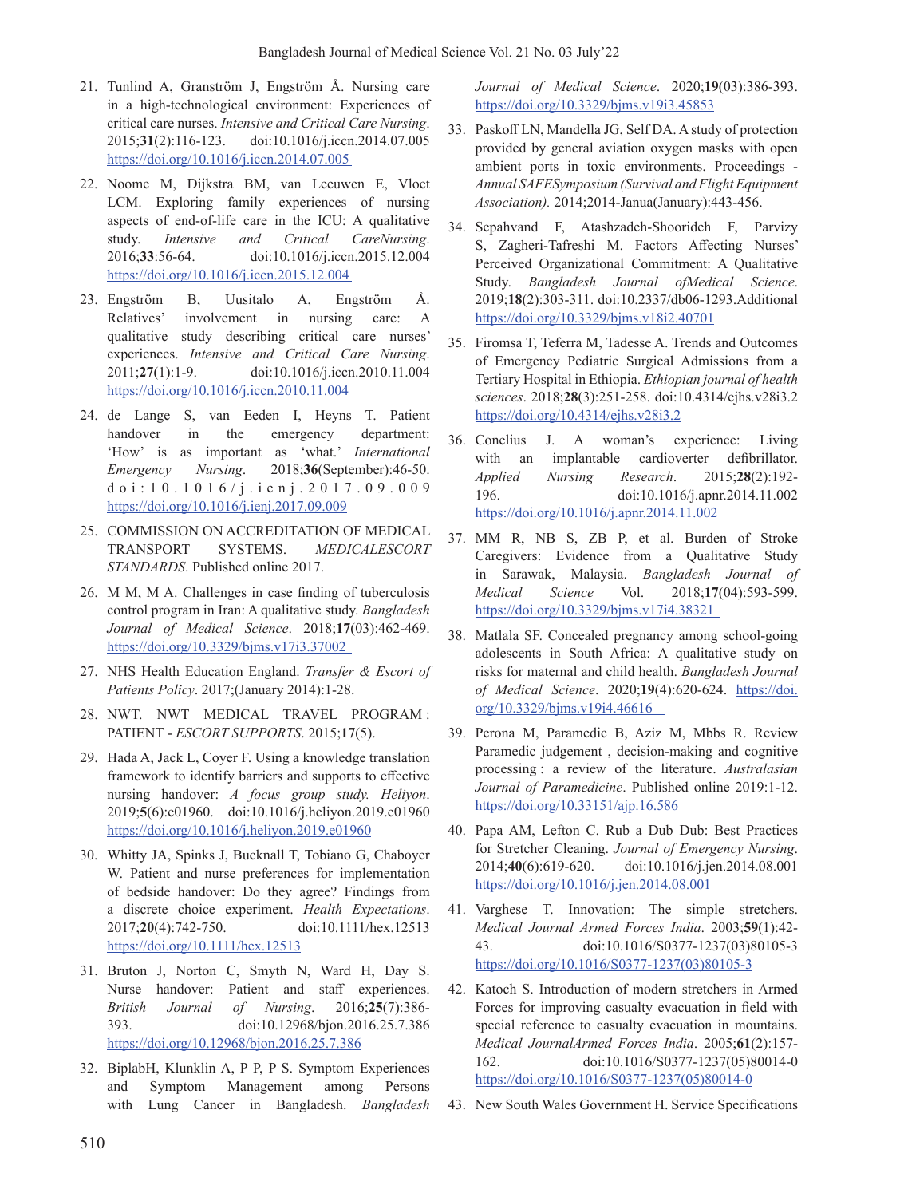21. Tunlind A, Granström J, Engström Å. Nursing care in a high-technological environment: Experiences of critical care nurses. *Intensive and Critical Care Nursing*. 2015;**31**(2):116-123. doi:10.1016/j.iccn.2014.07.005 https://doi.org/10.1016/j.iccn.2014.07.005

22. Noome M, Dijkstra BM, van Leeuwen E, Vloet LCM. Exploring family experiences of nursing aspects of end-of-life care in the ICU: A qualitative study. *Intensive and Critical CareNursing*. 2016;**33**:56-64. doi:10.1016/j.iccn.2015.12.004 https://doi.org/10.1016/j.iccn.2015.12.004

23. Engström B, Uusitalo A, Engström Å. Relatives' involvement in nursing care: A qualitative study describing critical care nurses' experiences. *Intensive and Critical Care Nursing*. 2011;**27**(1):1-9. doi:10.1016/j.iccn.2010.11.004 https://doi.org/10.1016/j.iccn.2010.11.004

24. de Lange S, van Eeden I, Heyns T. Patient handover in the emergency department: 'How' is as important as 'what.' *International Emergency Nursing*. 2018;**36**(September):46-50. doi:10.1016/j.ienj.2017.09.009 https://doi.org/10.1016/j.ienj.2017.09.009

25. COMMISSION ON ACCREDITATION OF MEDICAL TRANSPORT SYSTEMS. *MEDICALESCORT STANDARDS*. Published online 2017.

26. M M, M A. Challenges in case finding of tuberculosis control program in Iran: A qualitative study. *Bangladesh Journal of Medical Science*. 2018;**17**(03):462-469. https://doi.org/10.3329/bjms.v17i3.37002

27. NHS Health Education England. *Transfer & Escort of Patients Policy*. 2017;(January 2014):1-28.

28. NWT. NWT MEDICAL TRAVEL PROGRAM : PATIENT - *ESCORT SUPPORTS*. 2015;**17**(5).

29. Hada A, Jack L, Coyer F. Using a knowledge translation framework to identify barriers and supports to effective nursing handover: *A focus group study. Heliyon*. 2019;**5**(6):e01960. doi:10.1016/j.heliyon.2019.e01960 https://doi.org/10.1016/j.heliyon.2019.e01960

30. Whitty JA, Spinks J, Bucknall T, Tobiano G, Chaboyer W. Patient and nurse preferences for implementation of bedside handover: Do they agree? Findings from a discrete choice experiment. *Health Expectations*. 2017;**20**(4):742-750. doi:10.1111/hex.12513 https://doi.org/10.1111/hex.12513

31. Bruton J, Norton C, Smyth N, Ward H, Day S. Nurse handover: Patient and staff experiences. *British Journal of Nursing*. 2016;**25**(7):386-393. doi:10.12968/bjon.2016.25.7.386 https://doi.org/10.12968/bjon.2016.25.7.386

32. BiplabH, Klunklin A, P P, P S. Symptom Experiences and Symptom Management among Persons with Lung Cancer in Bangladesh. *Bangladesh Journal of Medical Science*. 2020;**19**(03):386-393. https://doi.org/10.3329/bjms.v19i3.45853

33. Paskoff LN, Mandella JG, Self DA. A study of protection provided by general aviation oxygen masks with open ambient ports in toxic environments. Proceedings - *Annual SAFESymposium (Survival and Flight Equipment Association).* 2014;2014-Janua(January):443-456.

34. Sepahvand F, Atashzadeh-Shoorideh F, Parvizy S, Zagheri-Tafreshi M. Factors Affecting Nurses' Perceived Organizational Commitment: A Qualitative Study. *Bangladesh Journal ofMedical Science*. 2019;**18**(2):303-311. doi:10.2337/db06-1293.Additional https://doi.org/10.3329/bjms.v18i2.40701

35. Firomsa T, Teferra M, Tadesse A. Trends and Outcomes of Emergency Pediatric Surgical Admissions from a Tertiary Hospital in Ethiopia. *Ethiopian journal of health sciences*. 2018;**28**(3):251-258. doi:10.4314/ejhs.v28i3.2 https://doi.org/10.4314/ejhs.v28i3.2

36. Conelius J. A woman's experience: Living with an implantable cardioverter defibrillator. *Applied Nursing Research*. 2015;**28**(2):192-196. doi:10.1016/j.apnr.2014.11.002 https://doi.org/10.1016/j.apnr.2014.11.002

37. MM R, NB S, ZB P, et al. Burden of Stroke Caregivers: Evidence from a Qualitative Study in Sarawak, Malaysia. *Bangladesh Journal of Medical Science* Vol. 2018;**17**(04):593-599. https://doi.org/10.3329/bjms.v17i4.38321

38. Matlala SF. Concealed pregnancy among school-going adolescents in South Africa: A qualitative study on risks for maternal and child health. *Bangladesh Journal of Medical Science*. 2020;**19**(4):620-624. https://doi.org/10.3329/bjms.v19i4.46616

39. Perona M, Paramedic B, Aziz M, Mbbs R. Review Paramedic judgement , decision-making and cognitive processing : a review of the literature. *Australasian Journal of Paramedicine*. Published online 2019:1-12. https://doi.org/10.33151/ajp.16.586

40. Papa AM, Lefton C. Rub a Dub Dub: Best Practices for Stretcher Cleaning. *Journal of Emergency Nursing*. 2014;**40**(6):619-620. doi:10.1016/j.jen.2014.08.001 https://doi.org/10.1016/j.jen.2014.08.001

41. Varghese T. Innovation: The simple stretchers. *Medical Journal Armed Forces India*. 2003;**59**(1):42-43. doi:10.1016/S0377-1237(03)80105-3 https://doi.org/10.1016/S0377-1237(03)80105-3

42. Katoch S. Introduction of modern stretchers in Armed Forces for improving casualty evacuation in field with special reference to casualty evacuation in mountains. *Medical JournalArmed Forces India*. 2005;**61**(2):157-162. doi:10.1016/S0377-1237(05)80014-0 https://doi.org/10.1016/S0377-1237(05)80014-0

43. New South Wales Government H. Service Specifications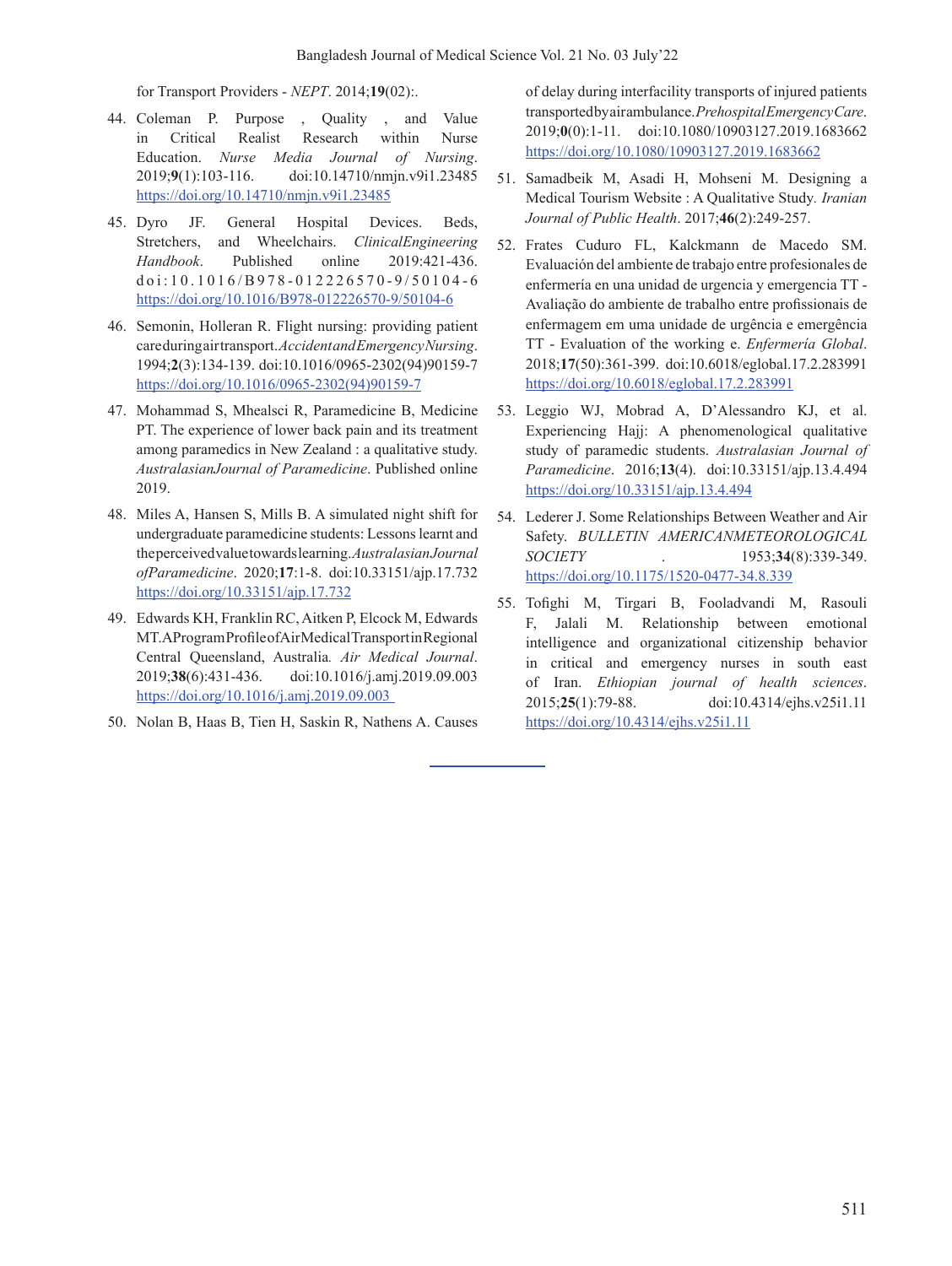for Transport Providers - *NEPT*. 2014;**19**(02):.

44. Coleman P. Purpose , Quality , and Value in Critical Realist Research within Nurse Education. *Nurse Media Journal of Nursing*. 2019;**9**(1):103-116. doi:10.14710/nmjn.v9i1.23485 https://doi.org/10.14710/nmjn.v9i1.23485
45. Dyro JF. General Hospital Devices. Beds, Stretchers, and Wheelchairs. *ClinicalEngineering Handbook*. Published online 2019:421-436. doi:10.1016/B978-012226570-9/50104-6 https://doi.org/10.1016/B978-012226570-9/50104-6
46. Semonin, Holleran R. Flight nursing: providing patient care during air transport. *Accident and Emergency Nursing*. 1994;**2**(3):134-139. doi:10.1016/0965-2302(94)90159-7 https://doi.org/10.1016/0965-2302(94)90159-7
47. Mohammad S, Mhealsci R, Paramedicine B, Medicine PT. The experience of lower back pain and its treatment among paramedics in New Zealand : a qualitative study. *AustralasianJournal of Paramedicine*. Published online 2019.
48. Miles A, Hansen S, Mills B. A simulated night shift for undergraduate paramedicine students: Lessons learnt and the perceived value towards learning. *Australasian Journal ofParamedicine*. 2020;**17**:1-8. doi:10.33151/ajp.17.732 https://doi.org/10.33151/ajp.17.732
49. Edwards KH, Franklin RC, Aitken P, Elcock M, Edwards MT. A Program Profile of Air Medical Transport in Regional Central Queensland, Australia. *Air Medical Journal*. 2019;**38**(6):431-436. doi:10.1016/j.amj.2019.09.003 https://doi.org/10.1016/j.amj.2019.09.003
50. Nolan B, Haas B, Tien H, Saskin R, Nathens A. Causes of delay during interfacility transports of injured patients transported by air ambulance. *Prehospital Emergency Care*. 2019;**0**(0):1-11. doi:10.1080/10903127.2019.1683662 https://doi.org/10.1080/10903127.2019.1683662
51. Samadbeik M, Asadi H, Mohseni M. Designing a Medical Tourism Website : A Qualitative Study. *Iranian Journal of Public Health*. 2017;**46**(2):249-257.
52. Frates Cuduro FL, Kalckmann de Macedo SM. Evaluación del ambiente de trabajo entre profesionales de enfermería en una unidad de urgencia y emergencia TT - Avaliação do ambiente de trabalho entre profissionais de enfermagem em uma unidade de urgência e emergência TT - Evaluation of the working e. *Enfermería Global*. 2018;**17**(50):361-399. doi:10.6018/eglobal.17.2.283991 https://doi.org/10.6018/eglobal.17.2.283991
53. Leggio WJ, Mobrad A, D'Alessandro KJ, et al. Experiencing Hajj: A phenomenological qualitative study of paramedic students. *Australasian Journal of Paramedicine*. 2016;**13**(4). doi:10.33151/ajp.13.4.494 https://doi.org/10.33151/ajp.13.4.494
54. Lederer J. Some Relationships Between Weather and Air Safety. *BULLETIN AMERICANMETEOROLOGICAL SOCIETY* . 1953;**34**(8):339-349. https://doi.org/10.1175/1520-0477-34.8.339
55. Tofighi M, Tirgari B, Fooladvandi M, Rasouli F, Jalali M. Relationship between emotional intelligence and organizational citizenship behavior in critical and emergency nurses in south east of Iran. *Ethiopian journal of health sciences*. 2015;**25**(1):79-88. doi:10.4314/ejhs.v25i1.11 https://doi.org/10.4314/ejhs.v25i1.11